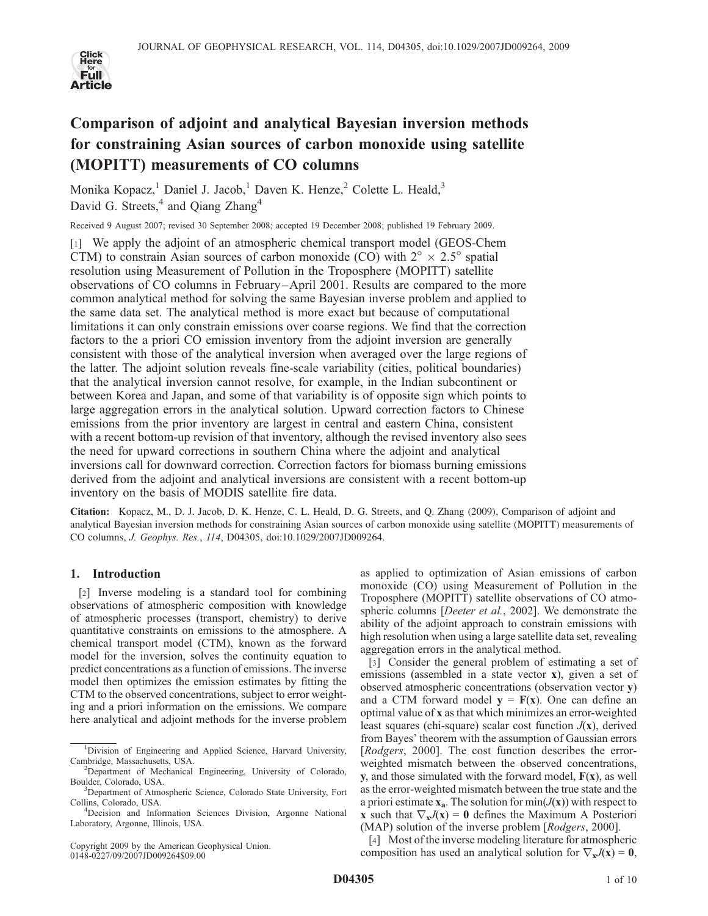# Comparison of adjoint and analytical Bayesian inversion methods for constraining Asian sources of carbon monoxide using satellite (MOPITT) measurements of CO columns

Monika Kopacz,[1] Daniel J. Jacob,[1] Daven K. Henze,[2] Colette L. Heald,[3] David G. Streets,[4] and Qiang Zhang[4]

Received 9 August 2007; revised 30 September 2008; accepted 19 December 2008; published 19 February 2009.

[1] We apply the adjoint of an atmospheric chemical transport model (GEOS-Chem CTM) to constrain Asian sources of carbon monoxide (CO) with $2^\circ \times 2.5^\circ$ spatial resolution using Measurement of Pollution in the Troposphere (MOPITT) satellite observations of CO columns in February–April 2001. Results are compared to the more common analytical method for solving the same Bayesian inverse problem and applied to the same data set. The analytical method is more exact but because of computational limitations it can only constrain emissions over coarse regions. We find that the correction factors to the a priori CO emission inventory from the adjoint inversion are generally consistent with those of the analytical inversion when averaged over the large regions of the latter. The adjoint solution reveals fine-scale variability (cities, political boundaries) that the analytical inversion cannot resolve, for example, in the Indian subcontinent or between Korea and Japan, and some of that variability is of opposite sign which points to large aggregation errors in the analytical solution. Upward correction factors to Chinese emissions from the prior inventory are largest in central and eastern China, consistent with a recent bottom-up revision of that inventory, although the revised inventory also sees the need for upward corrections in southern China where the adjoint and analytical inversions call for downward correction. Correction factors for biomass burning emissions derived from the adjoint and analytical inversions are consistent with a recent bottom-up inventory on the basis of MODIS satellite fire data.

**Citation:** Kopacz, M., D. J. Jacob, D. K. Henze, C. L. Heald, D. G. Streets, and Q. Zhang (2009), Comparison of adjoint and analytical Bayesian inversion methods for constraining Asian sources of carbon monoxide using satellite (MOPITT) measurements of CO columns, *J. Geophys. Res.*, *114*, D04305, doi:10.1029/2007JD009264.

## 1. Introduction

[2] Inverse modeling is a standard tool for combining observations of atmospheric composition with knowledge of atmospheric processes (transport, chemistry) to derive quantitative constraints on emissions to the atmosphere. A chemical transport model (CTM), known as the forward model for the inversion, solves the continuity equation to predict concentrations as a function of emissions. The inverse model then optimizes the emission estimates by fitting the CTM to the observed concentrations, subject to error weighting and a priori information on the emissions. We compare here analytical and adjoint methods for the inverse problem as applied to optimization of Asian emissions of carbon monoxide (CO) using Measurement of Pollution in the Troposphere (MOPITT) satellite observations of CO atmospheric columns [*Deeter et al.*, 2002]. We demonstrate the ability of the adjoint approach to constrain emissions with high resolution when using a large satellite data set, revealing aggregation errors in the analytical method.

[3] Consider the general problem of estimating a set of emissions (assembled in a state vector $\mathbf{x}$), given a set of observed atmospheric concentrations (observation vector $\mathbf{y}$) and a CTM forward model $\mathbf{y} = \mathbf{F}(\mathbf{x})$. One can define an optimal value of $\mathbf{x}$ as that which minimizes an error-weighted least squares (chi-square) scalar cost function $J(\mathbf{x})$, derived from Bayes' theorem with the assumption of Gaussian errors [*Rodgers*, 2000]. The cost function describes the error-weighted mismatch between the observed concentrations, $\mathbf{y}$, and those simulated with the forward model, $\mathbf{F}(\mathbf{x})$, as well as the error-weighted mismatch between the true state and the a priori estimate $\mathbf{x_a}$. The solution for $\min(J(\mathbf{x}))$ with respect to $\mathbf{x}$ such that $\nabla_{\mathbf{x}}J(\mathbf{x}) = \mathbf{0}$ defines the Maximum A Posteriori (MAP) solution of the inverse problem [*Rodgers*, 2000].

[4] Most of the inverse modeling literature for atmospheric composition has used an analytical solution for $\nabla_{\mathbf{x}}J(\mathbf{x}) = \mathbf{0}$,

[1]Division of Engineering and Applied Science, Harvard University, Cambridge, Massachusetts, USA.

[2]Department of Mechanical Engineering, University of Colorado, Boulder, Colorado, USA.

[3]Department of Atmospheric Science, Colorado State University, Fort Collins, Colorado, USA.

[4]Decision and Information Sciences Division, Argonne National Laboratory, Argonne, Illinois, USA.

Copyright 2009 by the American Geophysical Union.
0148-0227/09/2007JD009264$09.00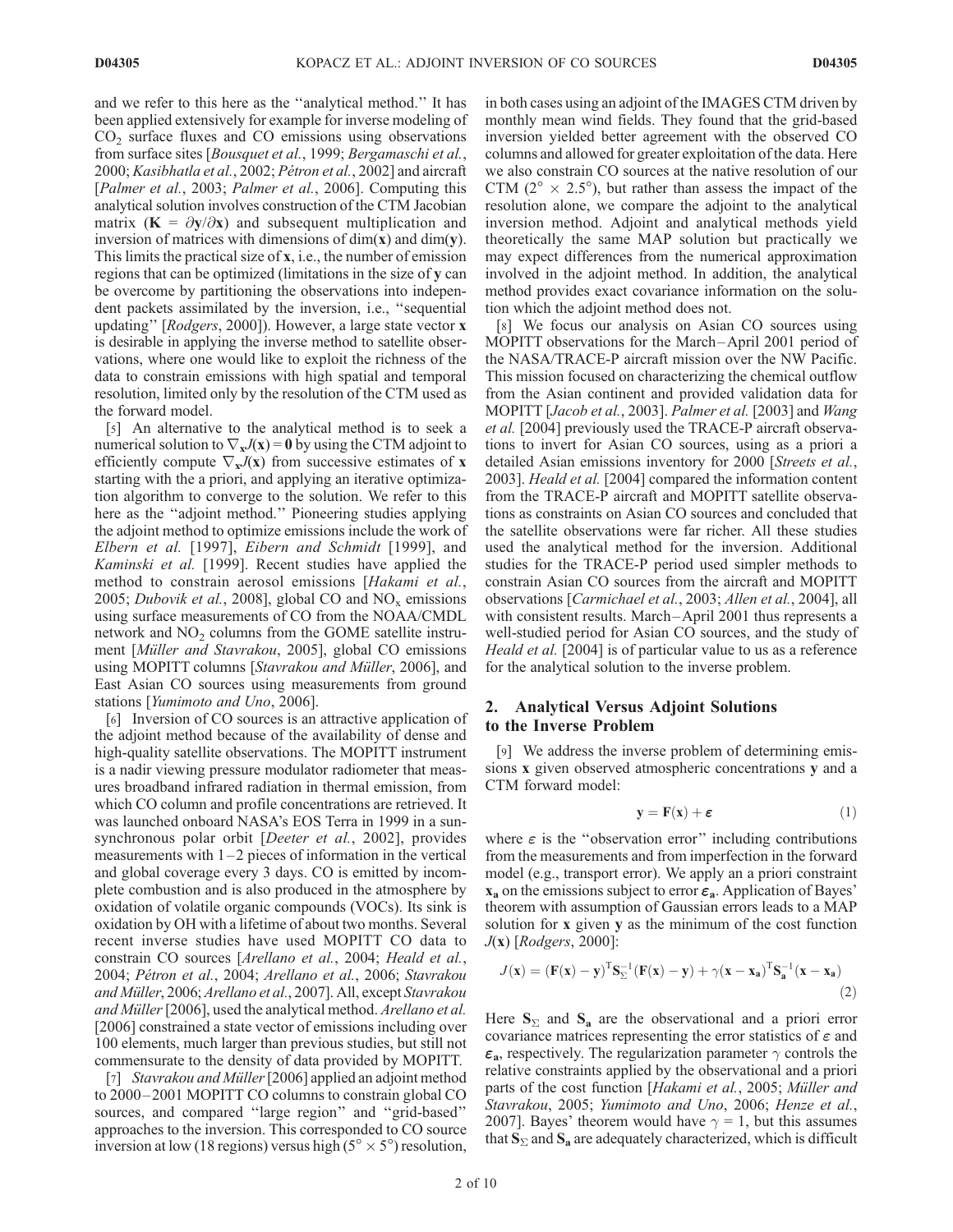and we refer to this here as the "analytical method." It has been applied extensively for example for inverse modeling of $CO_2$ surface fluxes and CO emissions using observations from surface sites [*Bousquet et al.*, 1999; *Bergamaschi et al.*, 2000; *Kasibhatla et al.*, 2002; *Pétron et al.*, 2002] and aircraft [*Palmer et al.*, 2003; *Palmer et al.*, 2006]. Computing this analytical solution involves construction of the CTM Jacobian matrix ($\mathbf{K} = \partial \mathbf{y}/\partial \mathbf{x}$) and subsequent multiplication and inversion of matrices with dimensions of dim($\mathbf{x}$) and dim($\mathbf{y}$). This limits the practical size of $\mathbf{x}$, i.e., the number of emission regions that can be optimized (limitations in the size of $\mathbf{y}$ can be overcome by partitioning the observations into independent packets assimilated by the inversion, i.e., "sequential updating" [*Rodgers*, 2000]). However, a large state vector $\mathbf{x}$ is desirable in applying the inverse method to satellite observations, where one would like to exploit the richness of the data to constrain emissions with high spatial and temporal resolution, limited only by the resolution of the CTM used as the forward model.

[5] An alternative to the analytical method is to seek a numerical solution to $\nabla_{\mathbf{x}} J(\mathbf{x}) = \mathbf{0}$ by using the CTM adjoint to efficiently compute $\nabla_{\mathbf{x}} J(\mathbf{x})$ from successive estimates of $\mathbf{x}$ starting with the a priori, and applying an iterative optimization algorithm to converge to the solution. We refer to this here as the "adjoint method." Pioneering studies applying the adjoint method to optimize emissions include the work of *Elbern et al.* [1997], *Eibern and Schmidt* [1999], and *Kaminski et al.* [1999]. Recent studies have applied the method to constrain aerosol emissions [*Hakami et al.*, 2005; *Dubovik et al.*, 2008], global CO and $NO_x$ emissions using surface measurements of CO from the NOAA/CMDL network and $NO_2$ columns from the GOME satellite instrument [*Müller and Stavrakou*, 2005], global CO emissions using MOPITT columns [*Stavrakou and Müller*, 2006], and East Asian CO sources using measurements from ground stations [*Yumimoto and Uno*, 2006].

[6] Inversion of CO sources is an attractive application of the adjoint method because of the availability of dense and high-quality satellite observations. The MOPITT instrument is a nadir viewing pressure modulator radiometer that measures broadband infrared radiation in thermal emission, from which CO column and profile concentrations are retrieved. It was launched onboard NASA's EOS Terra in 1999 in a sun-synchronous polar orbit [*Deeter et al.*, 2002], provides measurements with 1–2 pieces of information in the vertical and global coverage every 3 days. CO is emitted by incomplete combustion and is also produced in the atmosphere by oxidation of volatile organic compounds (VOCs). Its sink is oxidation by OH with a lifetime of about two months. Several recent inverse studies have used MOPITT CO data to constrain CO sources [*Arellano et al.*, 2004; *Heald et al.*, 2004; *Pétron et al.*, 2004; *Arellano et al.*, 2006; *Stavrakou and Müller*, 2006; *Arellano et al.*, 2007]. All, except *Stavrakou and Müller* [2006], used the analytical method. *Arellano et al.* [2006] constrained a state vector of emissions including over 100 elements, much larger than previous studies, but still not commensurate to the density of data provided by MOPITT.

[7] *Stavrakou and Müller* [2006] applied an adjoint method to 2000–2001 MOPITT CO columns to constrain global CO sources, and compared "large region" and "grid-based" approaches to the inversion. This corresponded to CO source inversion at low (18 regions) versus high ($5° \times 5°$) resolution, in both cases using an adjoint of the IMAGES CTM driven by monthly mean wind fields. They found that the grid-based inversion yielded better agreement with the observed CO columns and allowed for greater exploitation of the data. Here we also constrain CO sources at the native resolution of our CTM ($2° \times 2.5°$), but rather than assess the impact of the resolution alone, we compare the adjoint to the analytical inversion method. Adjoint and analytical methods yield theoretically the same MAP solution but practically we may expect differences from the numerical approximation involved in the adjoint method. In addition, the analytical method provides exact covariance information on the solution which the adjoint method does not.

[8] We focus our analysis on Asian CO sources using MOPITT observations for the March–April 2001 period of the NASA/TRACE-P aircraft mission over the NW Pacific. This mission focused on characterizing the chemical outflow from the Asian continent and provided validation data for MOPITT [*Jacob et al.*, 2003]. *Palmer et al.* [2003] and *Wang et al.* [2004] previously used the TRACE-P aircraft observations to invert for Asian CO sources, using as a priori a detailed Asian emissions inventory for 2000 [*Streets et al.*, 2003]. *Heald et al.* [2004] compared the information content from the TRACE-P aircraft and MOPITT satellite observations as constraints on Asian CO sources and concluded that the satellite observations were far richer. All these studies used the analytical method for the inversion. Additional studies for the TRACE-P period used simpler methods to constrain Asian CO sources from the aircraft and MOPITT observations [*Carmichael et al.*, 2003; *Allen et al.*, 2004], all with consistent results. March–April 2001 thus represents a well-studied period for Asian CO sources, and the study of *Heald et al.* [2004] is of particular value to us as a reference for the analytical solution to the inverse problem.

## 2. Analytical Versus Adjoint Solutions to the Inverse Problem

[9] We address the inverse problem of determining emissions $\mathbf{x}$ given observed atmospheric concentrations $\mathbf{y}$ and a CTM forward model:

$$\mathbf{y} = \mathbf{F}(\mathbf{x}) + \boldsymbol{\varepsilon} \tag{1}$$

where $\varepsilon$ is the "observation error" including contributions from the measurements and from imperfection in the forward model (e.g., transport error). We apply an a priori constraint $\mathbf{x_a}$ on the emissions subject to error $\boldsymbol{\varepsilon_a}$. Application of Bayes' theorem with assumption of Gaussian errors leads to a MAP solution for $\mathbf{x}$ given $\mathbf{y}$ as the minimum of the cost function $J(\mathbf{x})$ [*Rodgers*, 2000]:

$$J(\mathbf{x}) = (\mathbf{F}(\mathbf{x}) - \mathbf{y})^{\mathrm{T}} \mathbf{S}_{\Sigma}^{-1} (\mathbf{F}(\mathbf{x}) - \mathbf{y}) + \gamma (\mathbf{x} - \mathbf{x_a})^{\mathrm{T}} \mathbf{S_a}^{-1} (\mathbf{x} - \mathbf{x_a}) \tag{2}$$

Here $\mathbf{S}_{\Sigma}$ and $\mathbf{S_a}$ are the observational and a priori error covariance matrices representing the error statistics of $\varepsilon$ and $\boldsymbol{\varepsilon_a}$, respectively. The regularization parameter $\gamma$ controls the relative constraints applied by the observational and a priori parts of the cost function [*Hakami et al.*, 2005; *Müller and Stavrakou*, 2005; *Yumimoto and Uno*, 2006; *Henze et al.*, 2007]. Bayes' theorem would have $\gamma = 1$, but this assumes that $\mathbf{S}_{\Sigma}$ and $\mathbf{S_a}$ are adequately characterized, which is difficult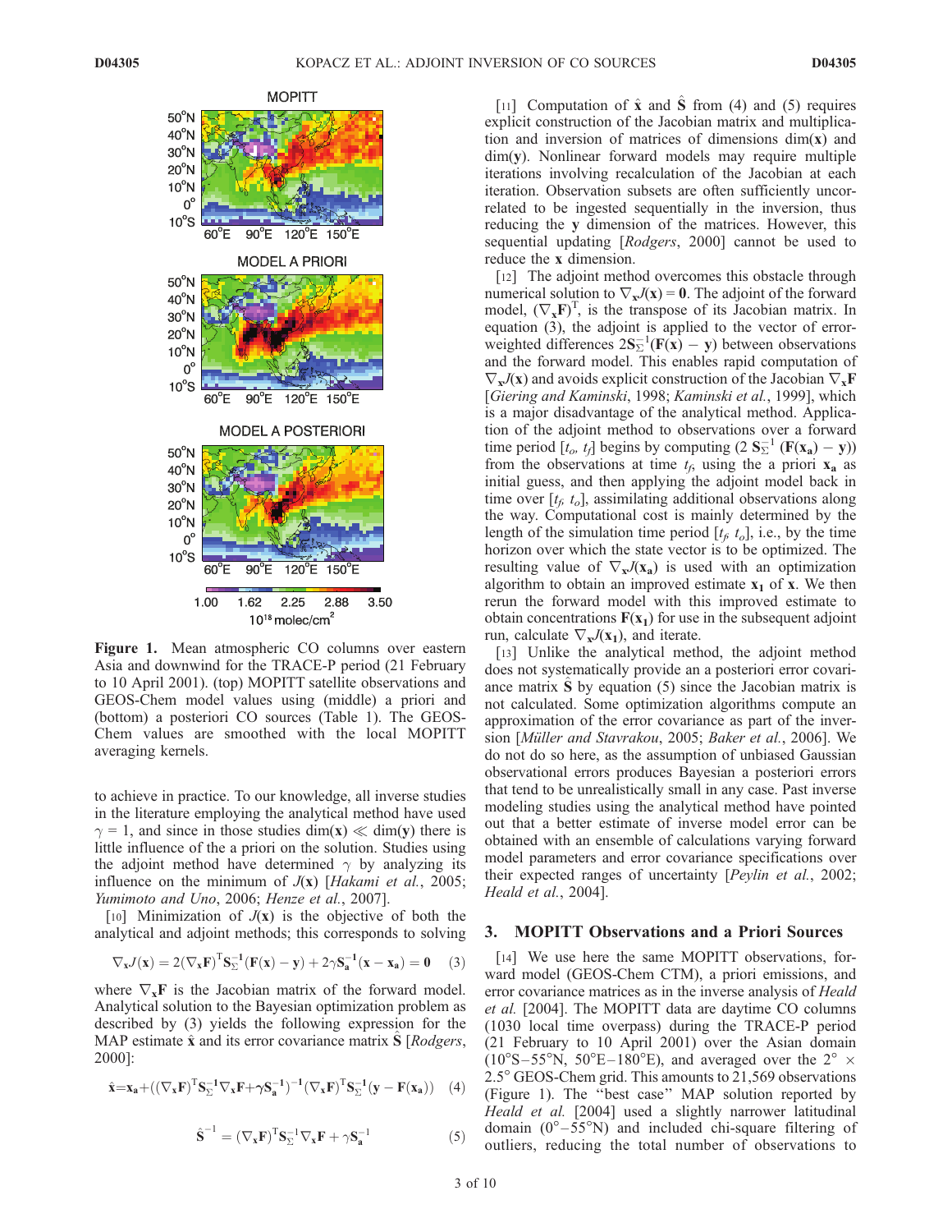**Figure 1.** Mean atmospheric CO columns over eastern Asia and downwind for the TRACE-P period (21 February to 10 April 2001). (top) MOPITT satellite observations and GEOS-Chem model values using (middle) a priori and (bottom) a posteriori CO sources (Table 1). The GEOS-Chem values are smoothed with the local MOPITT averaging kernels.

to achieve in practice. To our knowledge, all inverse studies in the literature employing the analytical method have used $\gamma = 1$, and since in those studies $\dim(\mathbf{x}) \ll \dim(\mathbf{y})$ there is little influence of the a priori on the solution. Studies using the adjoint method have determined $\gamma$ by analyzing its influence on the minimum of $J(\mathbf{x})$ [*Hakami et al.*, 2005; *Yumimoto and Uno*, 2006; *Henze et al.*, 2007].

[10] Minimization of $J(\mathbf{x})$ is the objective of both the analytical and adjoint methods; this corresponds to solving

$$\nabla_{\mathbf{x}} J(\mathbf{x}) = 2(\nabla_{\mathbf{x}}\mathbf{F})^{\mathrm{T}}\mathbf{S}_{\Sigma}^{-1}(\mathbf{F}(\mathbf{x}) - \mathbf{y}) + 2\gamma\mathbf{S}_{\mathbf{a}}^{-1}(\mathbf{x} - \mathbf{x}_{\mathbf{a}}) = \mathbf{0} \quad (3)$$

where $\nabla_{\mathbf{x}}\mathbf{F}$ is the Jacobian matrix of the forward model. Analytical solution to the Bayesian optimization problem as described by (3) yields the following expression for the MAP estimate $\hat{\mathbf{x}}$ and its error covariance matrix $\hat{\mathbf{S}}$ [*Rodgers*, 2000]:

$$\hat{\mathbf{x}} = \mathbf{x}_{\mathbf{a}} + ((\nabla_{\mathbf{x}}\mathbf{F})^{\mathrm{T}}\mathbf{S}_{\Sigma}^{-1}\nabla_{\mathbf{x}}\mathbf{F} + \gamma\mathbf{S}_{\mathbf{a}}^{-1})^{-1}(\nabla_{\mathbf{x}}\mathbf{F})^{\mathrm{T}}\mathbf{S}_{\Sigma}^{-1}(\mathbf{y} - \mathbf{F}(\mathbf{x}_{\mathbf{a}})) \quad (4)$$

$$\hat{\mathbf{S}}^{-1} = (\nabla_{\mathbf{x}}\mathbf{F})^{\mathrm{T}}\mathbf{S}_{\Sigma}^{-1}\nabla_{\mathbf{x}}\mathbf{F} + \gamma\mathbf{S}_{\mathbf{a}}^{-1} \quad (5)$$

[11] Computation of $\hat{\mathbf{x}}$ and $\hat{\mathbf{S}}$ from (4) and (5) requires explicit construction of the Jacobian matrix and multiplication and inversion of matrices of dimensions $\dim(\mathbf{x})$ and $\dim(\mathbf{y})$. Nonlinear forward models may require multiple iterations involving recalculation of the Jacobian at each iteration. Observation subsets are often sufficiently uncorrelated to be ingested sequentially in the inversion, thus reducing the $\mathbf{y}$ dimension of the matrices. However, this sequential updating [*Rodgers*, 2000] cannot be used to reduce the $\mathbf{x}$ dimension.

[12] The adjoint method overcomes this obstacle through numerical solution to $\nabla_{\mathbf{x}} J(\mathbf{x}) = \mathbf{0}$. The adjoint of the forward model, $(\nabla_{\mathbf{x}}\mathbf{F})^{\mathrm{T}}$, is the transpose of its Jacobian matrix. In equation (3), the adjoint is applied to the vector of error-weighted differences $2\mathbf{S}_{\Sigma}^{-1}(\mathbf{F}(\mathbf{x}) - \mathbf{y})$ between observations and the forward model. This enables rapid computation of $\nabla_{\mathbf{x}} J(\mathbf{x})$ and avoids explicit construction of the Jacobian $\nabla_{\mathbf{x}}\mathbf{F}$ [*Giering and Kaminski*, 1998; *Kaminski et al.*, 1999], which is a major disadvantage of the analytical method. Application of the adjoint method to observations over a forward time period $[t_o, t_f]$ begins by computing $(2\,\mathbf{S}_{\Sigma}^{-1}(\mathbf{F}(\mathbf{x}_{\mathbf{a}}) - \mathbf{y}))$ from the observations at time $t_f$, using the a priori $\mathbf{x}_{\mathbf{a}}$ as initial guess, and then applying the adjoint model back in time over $[t_f, t_o]$, assimilating additional observations along the way. Computational cost is mainly determined by the length of the simulation time period $[t_f, t_o]$, i.e., by the time horizon over which the state vector is to be optimized. The resulting value of $\nabla_{\mathbf{x}} J(\mathbf{x}_{\mathbf{a}})$ is used with an optimization algorithm to obtain an improved estimate $\mathbf{x}_1$ of $\mathbf{x}$. We then rerun the forward model with this improved estimate to obtain concentrations $\mathbf{F}(\mathbf{x}_1)$ for use in the subsequent adjoint run, calculate $\nabla_{\mathbf{x}} J(\mathbf{x}_1)$, and iterate.

[13] Unlike the analytical method, the adjoint method does not systematically provide an a posteriori error covariance matrix $\hat{\mathbf{S}}$ by equation (5) since the Jacobian matrix is not calculated. Some optimization algorithms compute an approximation of the error covariance as part of the inversion [*Müller and Stavrakou*, 2005; *Baker et al.*, 2006]. We do not do so here, as the assumption of unbiased Gaussian observational errors produces Bayesian a posteriori errors that tend to be unrealistically small in any case. Past inverse modeling studies using the analytical method have pointed out that a better estimate of inverse model error can be obtained with an ensemble of calculations varying forward model parameters and error covariance specifications over their expected ranges of uncertainty [*Peylin et al.*, 2002; *Heald et al.*, 2004].

## 3. MOPITT Observations and a Priori Sources

[14] We use here the same MOPITT observations, forward model (GEOS-Chem CTM), a priori emissions, and error covariance matrices as in the inverse analysis of *Heald et al.* [2004]. The MOPITT data are daytime CO columns (1030 local time overpass) during the TRACE-P period (21 February to 10 April 2001) over the Asian domain (10°S–55°N, 50°E–180°E), and averaged over the 2° × 2.5° GEOS-Chem grid. This amounts to 21,569 observations (Figure 1). The "best case" MAP solution reported by *Heald et al.* [2004] used a slightly narrower latitudinal domain (0°–55°N) and included chi-square filtering of outliers, reducing the total number of observations to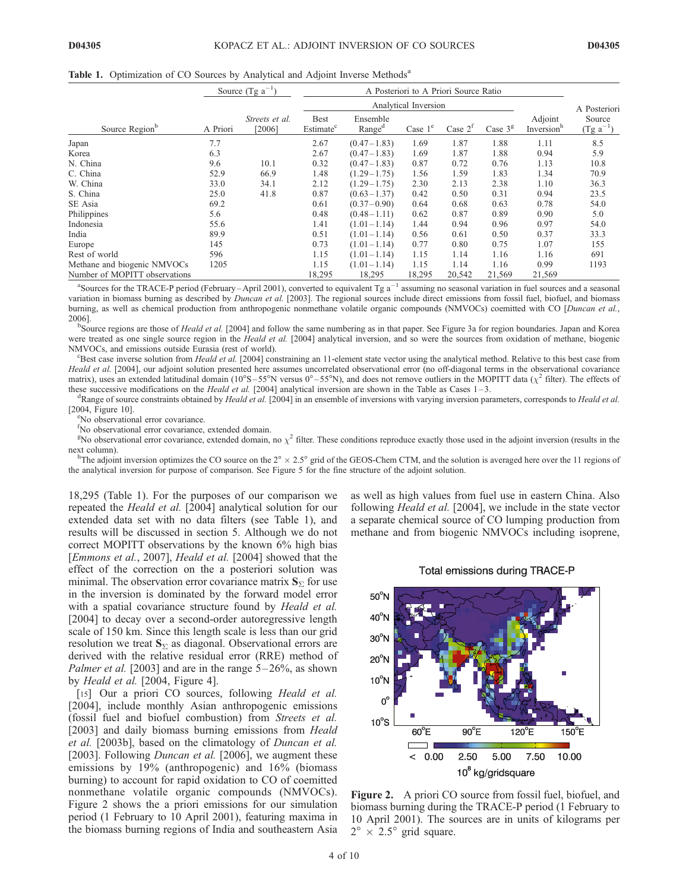**Table 1.** Optimization of CO Sources by Analytical and Adjoint Inverse Methods[a]

| Source Region[b] | Source (Tg a$^{-1}$) A Priori | Source (Tg a$^{-1}$) *Streets et al.* [2006] | A Posteriori to A Priori Source Ratio: Analytical Inversion, Best Estimate[c] | Ensemble Range[d] | Case 1[e] | Case 2[f] | Case 3[g] | Adjoint Inversion[h] | A Posteriori Source (Tg a$^{-1}$) |
|---|---|---|---|---|---|---|---|---|---|
| Japan | 7.7 | | 2.67 | (0.47–1.83) | 1.69 | 1.87 | 1.88 | 1.11 | 8.5 |
| Korea | 6.3 | | 2.67 | (0.47–1.83) | 1.69 | 1.87 | 1.88 | 0.94 | 5.9 |
| N. China | 9.6 | 10.1 | 0.32 | (0.47–1.83) | 0.87 | 0.72 | 0.76 | 1.13 | 10.8 |
| C. China | 52.9 | 66.9 | 1.48 | (1.29–1.75) | 1.56 | 1.59 | 1.83 | 1.34 | 70.9 |
| W. China | 33.0 | 34.1 | 2.12 | (1.29–1.75) | 2.30 | 2.13 | 2.38 | 1.10 | 36.3 |
| S. China | 25.0 | 41.8 | 0.87 | (0.63–1.37) | 0.42 | 0.50 | 0.31 | 0.94 | 23.5 |
| SE Asia | 69.2 | | 0.61 | (0.37–0.90) | 0.64 | 0.68 | 0.63 | 0.78 | 54.0 |
| Philippines | 5.6 | | 0.48 | (0.48–1.11) | 0.62 | 0.87 | 0.89 | 0.90 | 5.0 |
| Indonesia | 55.6 | | 1.41 | (1.01–1.14) | 1.44 | 0.94 | 0.96 | 0.97 | 54.0 |
| India | 89.9 | | 0.51 | (1.01–1.14) | 0.56 | 0.61 | 0.50 | 0.37 | 33.3 |
| Europe | 145 | | 0.73 | (1.01–1.14) | 0.77 | 0.80 | 0.75 | 1.07 | 155 |
| Rest of world | 596 | | 1.15 | (1.01–1.14) | 1.15 | 1.14 | 1.16 | 1.16 | 691 |
| Methane and biogenic NMVOCs | 1205 | | 1.15 | (1.01–1.14) | 1.15 | 1.14 | 1.16 | 0.99 | 1193 |
| Number of MOPITT observations | | | 18,295 | 18,295 | 18,295 | 20,542 | 21,569 | 21,569 | |

[a]Sources for the TRACE-P period (February–April 2001), converted to equivalent Tg a$^{-1}$ assuming no seasonal variation in fuel sources and a seasonal variation in biomass burning as described by *Duncan et al.* [2003]. The regional sources include direct emissions from fossil fuel, biofuel, and biomass burning, as well as chemical production from anthropogenic nonmethane volatile organic compounds (NMVOCs) coemitted with CO [*Duncan et al.*, 2006].

[b]Source regions are those of *Heald et al.* [2004] and follow the same numbering as in that paper. See Figure 3a for region boundaries. Japan and Korea were treated as one single source region in the *Heald et al.* [2004] analytical inversion, and so were the sources from oxidation of methane, biogenic NMVOCs, and emissions outside Eurasia (rest of world).

[c]Best case inverse solution from *Heald et al.* [2004] constraining an 11-element state vector using the analytical method. Relative to this best case from *Heald et al.* [2004], our adjoint solution presented here assumes uncorrelated observational error (no off-diagonal terms in the observational covariance matrix), uses an extended latitudinal domain (10°S–55°N versus 0°–55°N), and does not remove outliers in the MOPITT data ($\chi^2$ filter). The effects of these successive modifications on the *Heald et al.* [2004] analytical inversion are shown in the Table as Cases 1–3.

[d]Range of source constraints obtained by *Heald et al.* [2004] in an ensemble of inversions with varying inversion parameters, corresponds to *Heald et al.* [2004, Figure 10].

[e]No observational error covariance.

[f]No observational error covariance, extended domain.

[g]No observational error covariance, extended domain, no $\chi^2$ filter. These conditions reproduce exactly those used in the adjoint inversion (results in the next column).

[h]The adjoint inversion optimizes the CO source on the 2° × 2.5° grid of the GEOS-Chem CTM, and the solution is averaged here over the 11 regions of the analytical inversion for purpose of comparison. See Figure 5 for the fine structure of the adjoint solution.

18,295 (Table 1). For the purposes of our comparison we repeated the *Heald et al.* [2004] analytical solution for our extended data set with no data filters (see Table 1), and results will be discussed in section 5. Although we do not correct MOPITT observations by the known 6% high bias [*Emmons et al.*, 2007], *Heald et al.* [2004] showed that the effect of the correction on the a posteriori solution was minimal. The observation error covariance matrix $\mathbf{S}_\Sigma$ for use in the inversion is dominated by the forward model error with a spatial covariance structure found by *Heald et al.* [2004] to decay over a second-order autoregressive length scale of 150 km. Since this length scale is less than our grid resolution we treat $\mathbf{S}_\Sigma$ as diagonal. Observational errors are derived with the relative residual error (RRE) method of *Palmer et al.* [2003] and are in the range 5–26%, as shown by *Heald et al.* [2004, Figure 4].

[15] Our a priori CO sources, following *Heald et al.* [2004], include monthly Asian anthropogenic emissions (fossil fuel and biofuel combustion) from *Streets et al.* [2003] and daily biomass burning emissions from *Heald et al.* [2003b], based on the climatology of *Duncan et al.* [2003]. Following *Duncan et al.* [2006], we augment these emissions by 19% (anthropogenic) and 16% (biomass burning) to account for rapid oxidation to CO of coemitted nonmethane volatile organic compounds (NMVOCs). Figure 2 shows the a priori emissions for our simulation period (1 February to 10 April 2001), featuring maxima in the biomass burning regions of India and southeastern Asia as well as high values from fuel use in eastern China. Also following *Heald et al.* [2004], we include in the state vector a separate chemical source of CO lumping production from methane and from biogenic NMVOCs including isoprene,

**Figure 2.** A priori CO source from fossil fuel, biofuel, and biomass burning during the TRACE-P period (1 February to 10 April 2001). The sources are in units of kilograms per 2° × 2.5° grid square.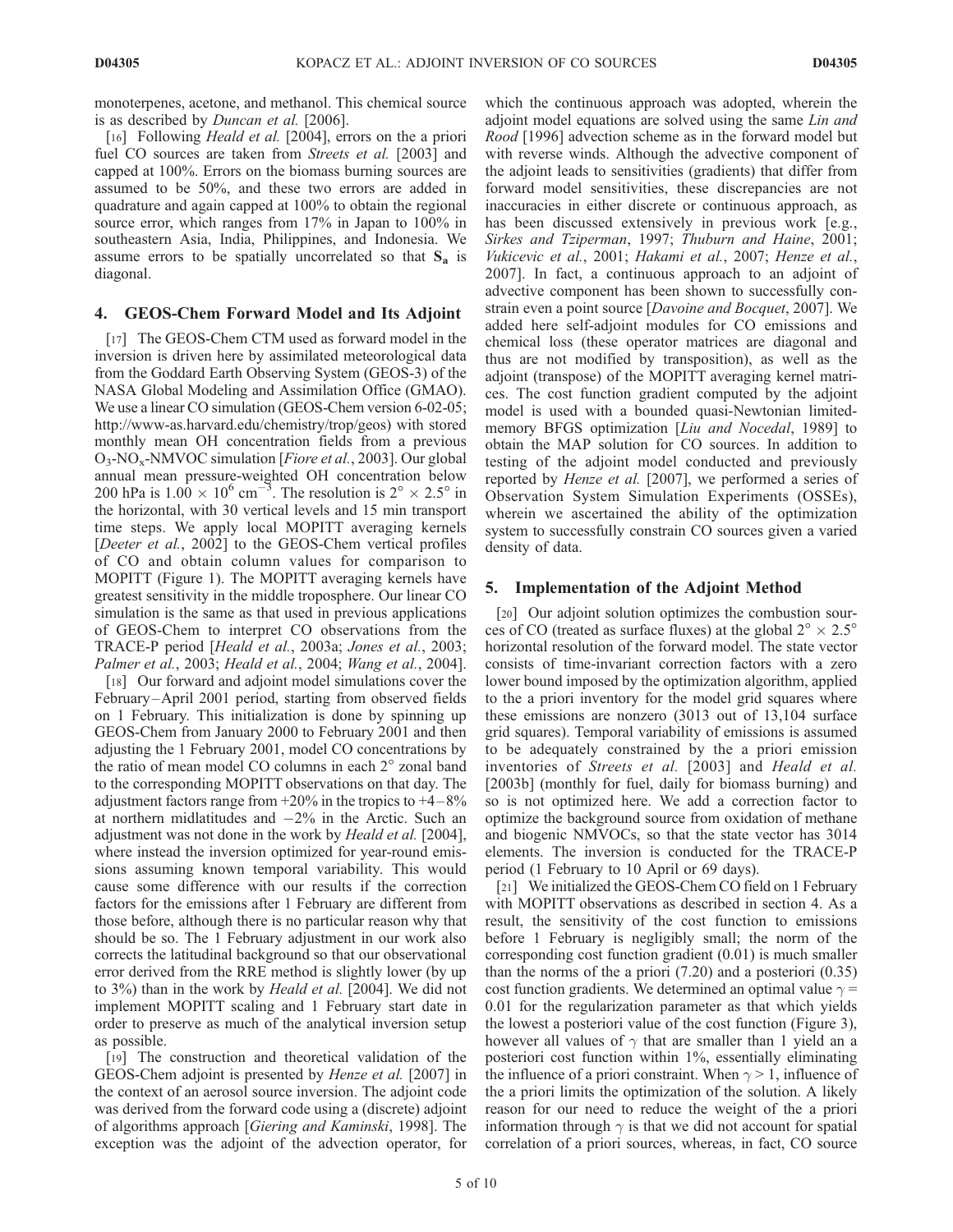monoterpenes, acetone, and methanol. This chemical source is as described by *Duncan et al.* [2006].

[16] Following *Heald et al.* [2004], errors on the a priori fuel CO sources are taken from *Streets et al.* [2003] and capped at 100%. Errors on the biomass burning sources are assumed to be 50%, and these two errors are added in quadrature and again capped at 100% to obtain the regional source error, which ranges from 17% in Japan to 100% in southeastern Asia, India, Philippines, and Indonesia. We assume errors to be spatially uncorrelated so that $\mathbf{S_a}$ is diagonal.

## 4. GEOS-Chem Forward Model and Its Adjoint

[17] The GEOS-Chem CTM used as forward model in the inversion is driven here by assimilated meteorological data from the Goddard Earth Observing System (GEOS-3) of the NASA Global Modeling and Assimilation Office (GMAO). We use a linear CO simulation (GEOS-Chem version 6-02-05; http://www-as.harvard.edu/chemistry/trop/geos) with stored monthly mean OH concentration fields from a previous $O_3$-$NO_x$-NMVOC simulation [*Fiore et al.*, 2003]. Our global annual mean pressure-weighted OH concentration below 200 hPa is $1.00 \times 10^6$ cm$^{-3}$. The resolution is $2° \times 2.5°$ in the horizontal, with 30 vertical levels and 15 min transport time steps. We apply local MOPITT averaging kernels [*Deeter et al.*, 2002] to the GEOS-Chem vertical profiles of CO and obtain column values for comparison to MOPITT (Figure 1). The MOPITT averaging kernels have greatest sensitivity in the middle troposphere. Our linear CO simulation is the same as that used in previous applications of GEOS-Chem to interpret CO observations from the TRACE-P period [*Heald et al.*, 2003a; *Jones et al.*, 2003; *Palmer et al.*, 2003; *Heald et al.*, 2004; *Wang et al.*, 2004].

[18] Our forward and adjoint model simulations cover the February–April 2001 period, starting from observed fields on 1 February. This initialization is done by spinning up GEOS-Chem from January 2000 to February 2001 and then adjusting the 1 February 2001, model CO concentrations by the ratio of mean model CO columns in each 2° zonal band to the corresponding MOPITT observations on that day. The adjustment factors range from +20% in the tropics to +4–8% at northern midlatitudes and −2% in the Arctic. Such an adjustment was not done in the work by *Heald et al.* [2004], where instead the inversion optimized for year-round emissions assuming known temporal variability. This would cause some difference with our results if the correction factors for the emissions after 1 February are different from those before, although there is no particular reason why that should be so. The 1 February adjustment in our work also corrects the latitudinal background so that our observational error derived from the RRE method is slightly lower (by up to 3%) than in the work by *Heald et al.* [2004]. We did not implement MOPITT scaling and 1 February start date in order to preserve as much of the analytical inversion setup as possible.

[19] The construction and theoretical validation of the GEOS-Chem adjoint is presented by *Henze et al.* [2007] in the context of an aerosol source inversion. The adjoint code was derived from the forward code using a (discrete) adjoint of algorithms approach [*Giering and Kaminski*, 1998]. The exception was the adjoint of the advection operator, for which the continuous approach was adopted, wherein the adjoint model equations are solved using the same *Lin and Rood* [1996] advection scheme as in the forward model but with reverse winds. Although the advective component of the adjoint leads to sensitivities (gradients) that differ from forward model sensitivities, these discrepancies are not inaccuracies in either discrete or continuous approach, as has been discussed extensively in previous work [e.g., *Sirkes and Tziperman*, 1997; *Thuburn and Haine*, 2001; *Vukicevic et al.*, 2001; *Hakami et al.*, 2007; *Henze et al.*, 2007]. In fact, a continuous approach to an adjoint of advective component has been shown to successfully constrain even a point source [*Davoine and Bocquet*, 2007]. We added here self-adjoint modules for CO emissions and chemical loss (these operator matrices are diagonal and thus are not modified by transposition), as well as the adjoint (transpose) of the MOPITT averaging kernel matrices. The cost function gradient computed by the adjoint model is used with a bounded quasi-Newtonian limited-memory BFGS optimization [*Liu and Nocedal*, 1989] to obtain the MAP solution for CO sources. In addition to testing of the adjoint model conducted and previously reported by *Henze et al.* [2007], we performed a series of Observation System Simulation Experiments (OSSEs), wherein we ascertained the ability of the optimization system to successfully constrain CO sources given a varied density of data.

## 5. Implementation of the Adjoint Method

[20] Our adjoint solution optimizes the combustion sources of CO (treated as surface fluxes) at the global $2° \times 2.5°$ horizontal resolution of the forward model. The state vector consists of time-invariant correction factors with a zero lower bound imposed by the optimization algorithm, applied to the a priori inventory for the model grid squares where these emissions are nonzero (3013 out of 13,104 surface grid squares). Temporal variability of emissions is assumed to be adequately constrained by the a priori emission inventories of *Streets et al.* [2003] and *Heald et al.* [2003b] (monthly for fuel, daily for biomass burning) and so is not optimized here. We add a correction factor to optimize the background source from oxidation of methane and biogenic NMVOCs, so that the state vector has 3014 elements. The inversion is conducted for the TRACE-P period (1 February to 10 April or 69 days).

[21] We initialized the GEOS-Chem CO field on 1 February with MOPITT observations as described in section 4. As a result, the sensitivity of the cost function to emissions before 1 February is negligibly small; the norm of the corresponding cost function gradient (0.01) is much smaller than the norms of the a priori (7.20) and a posteriori (0.35) cost function gradients. We determined an optimal value $\gamma = 0.01$ for the regularization parameter as that which yields the lowest a posteriori value of the cost function (Figure 3), however all values of $\gamma$ that are smaller than 1 yield an a posteriori cost function within 1%, essentially eliminating the influence of a priori constraint. When $\gamma > 1$, influence of the a priori limits the optimization of the solution. A likely reason for our need to reduce the weight of the a priori information through $\gamma$ is that we did not account for spatial correlation of a priori sources, whereas, in fact, CO source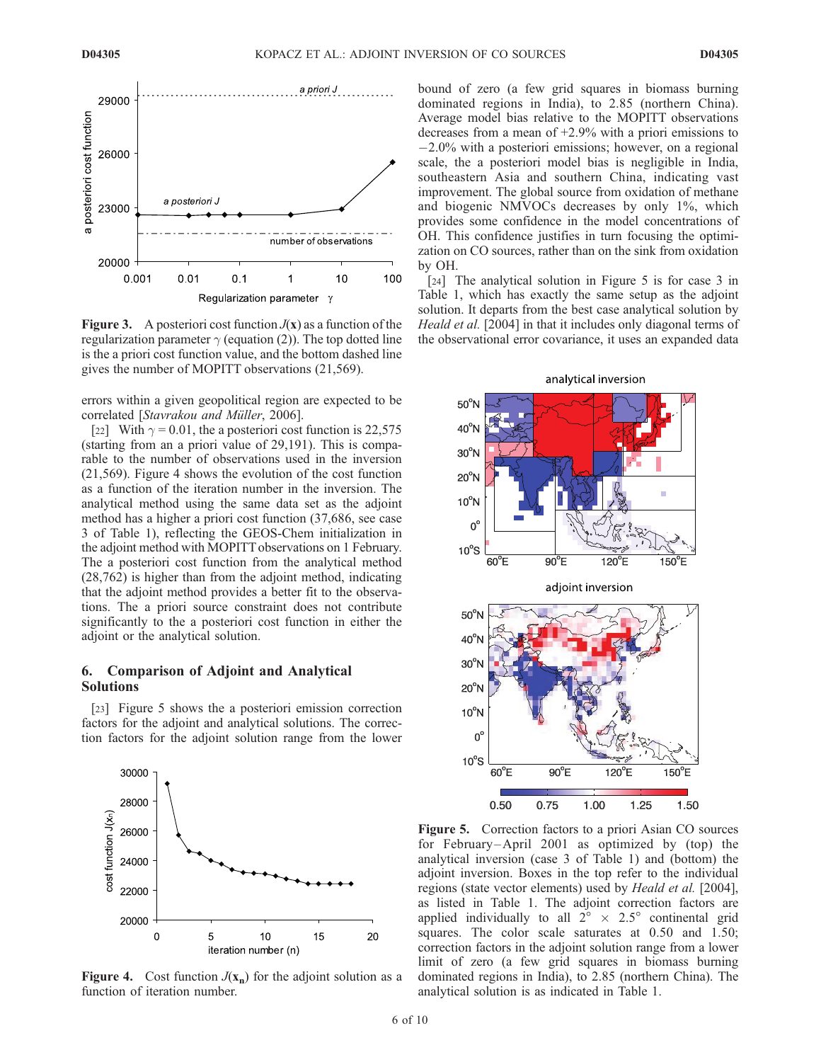**Figure 3.** A posteriori cost function $J(\mathbf{x})$ as a function of the regularization parameter $\gamma$ (equation (2)). The top dotted line is the a priori cost function value, and the bottom dashed line gives the number of MOPITT observations (21,569).

errors within a given geopolitical region are expected to be correlated [*Stavrakou and Müller*, 2006].

[22] With $\gamma = 0.01$, the a posteriori cost function is 22,575 (starting from an a priori value of 29,191). This is comparable to the number of observations used in the inversion (21,569). Figure 4 shows the evolution of the cost function as a function of the iteration number in the inversion. The analytical method using the same data set as the adjoint method has a higher a priori cost function (37,686, see case 3 of Table 1), reflecting the GEOS-Chem initialization in the adjoint method with MOPITT observations on 1 February. The a posteriori cost function from the analytical method (28,762) is higher than from the adjoint method, indicating that the adjoint method provides a better fit to the observations. The a priori source constraint does not contribute significantly to the a posteriori cost function in either the adjoint or the analytical solution.

## 6. Comparison of Adjoint and Analytical Solutions

[23] Figure 5 shows the a posteriori emission correction factors for the adjoint and analytical solutions. The correction factors for the adjoint solution range from the lower bound of zero (a few grid squares in biomass burning dominated regions in India), to 2.85 (northern China). Average model bias relative to the MOPITT observations decreases from a mean of +2.9% with a priori emissions to −2.0% with a posteriori emissions; however, on a regional scale, the a posteriori model bias is negligible in India, southeastern Asia and southern China, indicating vast improvement. The global source from oxidation of methane and biogenic NMVOCs decreases by only 1%, which provides some confidence in the model concentrations of OH. This confidence justifies in turn focusing the optimization on CO sources, rather than on the sink from oxidation by OH.

[24] The analytical solution in Figure 5 is for case 3 in Table 1, which has exactly the same setup as the adjoint solution. It departs from the best case analytical solution by *Heald et al.* [2004] in that it includes only diagonal terms of the observational error covariance, it uses an expanded data

**Figure 4.** Cost function $J(\mathbf{x}_n)$ for the adjoint solution as a function of iteration number.

**Figure 5.** Correction factors to a priori Asian CO sources for February–April 2001 as optimized by (top) the analytical inversion (case 3 of Table 1) and (bottom) the adjoint inversion. Boxes in the top refer to the individual regions (state vector elements) used by *Heald et al.* [2004], as listed in Table 1. The adjoint correction factors are applied individually to all 2° × 2.5° continental grid squares. The color scale saturates at 0.50 and 1.50; correction factors in the adjoint solution range from a lower limit of zero (a few grid squares in biomass burning dominated regions in India), to 2.85 (northern China). The analytical solution is as indicated in Table 1.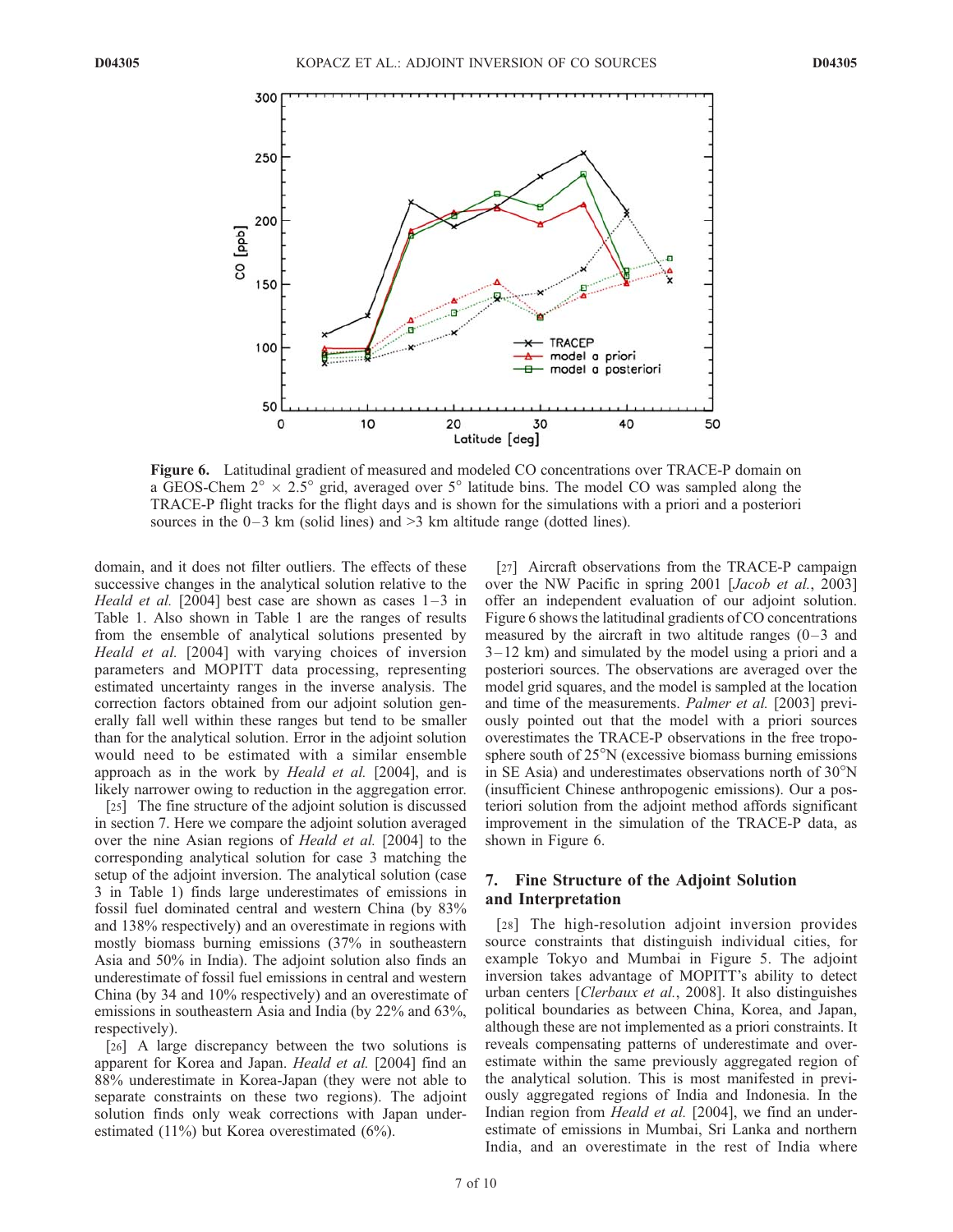Figure 6. Latitudinal gradient of measured and modeled CO concentrations over TRACE-P domain on a GEOS-Chem 2° × 2.5° grid, averaged over 5° latitude bins. The model CO was sampled along the TRACE-P flight tracks for the flight days and is shown for the simulations with a priori and a posteriori sources in the 0–3 km (solid lines) and >3 km altitude range (dotted lines).

domain, and it does not filter outliers. The effects of these successive changes in the analytical solution relative to the *Heald et al.* [2004] best case are shown as cases 1–3 in Table 1. Also shown in Table 1 are the ranges of results from the ensemble of analytical solutions presented by *Heald et al.* [2004] with varying choices of inversion parameters and MOPITT data processing, representing estimated uncertainty ranges in the inverse analysis. The correction factors obtained from our adjoint solution generally fall well within these ranges but tend to be smaller than for the analytical solution. Error in the adjoint solution would need to be estimated with a similar ensemble approach as in the work by *Heald et al.* [2004], and is likely narrower owing to reduction in the aggregation error.

[25] The fine structure of the adjoint solution is discussed in section 7. Here we compare the adjoint solution averaged over the nine Asian regions of *Heald et al.* [2004] to the corresponding analytical solution for case 3 matching the setup of the adjoint inversion. The analytical solution (case 3 in Table 1) finds large underestimates of emissions in fossil fuel dominated central and western China (by 83% and 138% respectively) and an overestimate in regions with mostly biomass burning emissions (37% in southeastern Asia and 50% in India). The adjoint solution also finds an underestimate of fossil fuel emissions in central and western China (by 34 and 10% respectively) and an overestimate of emissions in southeastern Asia and India (by 22% and 63%, respectively).

[26] A large discrepancy between the two solutions is apparent for Korea and Japan. *Heald et al.* [2004] find an 88% underestimate in Korea-Japan (they were not able to separate constraints on these two regions). The adjoint solution finds only weak corrections with Japan underestimated (11%) but Korea overestimated (6%).

[27] Aircraft observations from the TRACE-P campaign over the NW Pacific in spring 2001 [*Jacob et al.*, 2003] offer an independent evaluation of our adjoint solution. Figure 6 shows the latitudinal gradients of CO concentrations measured by the aircraft in two altitude ranges (0–3 and 3–12 km) and simulated by the model using a priori and a posteriori sources. The observations are averaged over the model grid squares, and the model is sampled at the location and time of the measurements. *Palmer et al.* [2003] previously pointed out that the model with a priori sources overestimates the TRACE-P observations in the free troposphere south of 25°N (excessive biomass burning emissions in SE Asia) and underestimates observations north of 30°N (insufficient Chinese anthropogenic emissions). Our a posteriori solution from the adjoint method affords significant improvement in the simulation of the TRACE-P data, as shown in Figure 6.

## 7. Fine Structure of the Adjoint Solution and Interpretation

[28] The high-resolution adjoint inversion provides source constraints that distinguish individual cities, for example Tokyo and Mumbai in Figure 5. The adjoint inversion takes advantage of MOPITT's ability to detect urban centers [*Clerbaux et al.*, 2008]. It also distinguishes political boundaries as between China, Korea, and Japan, although these are not implemented as a priori constraints. It reveals compensating patterns of underestimate and overestimate within the same previously aggregated region of the analytical solution. This is most manifested in previously aggregated regions of India and Indonesia. In the Indian region from *Heald et al.* [2004], we find an underestimate of emissions in Mumbai, Sri Lanka and northern India, and an overestimate in the rest of India where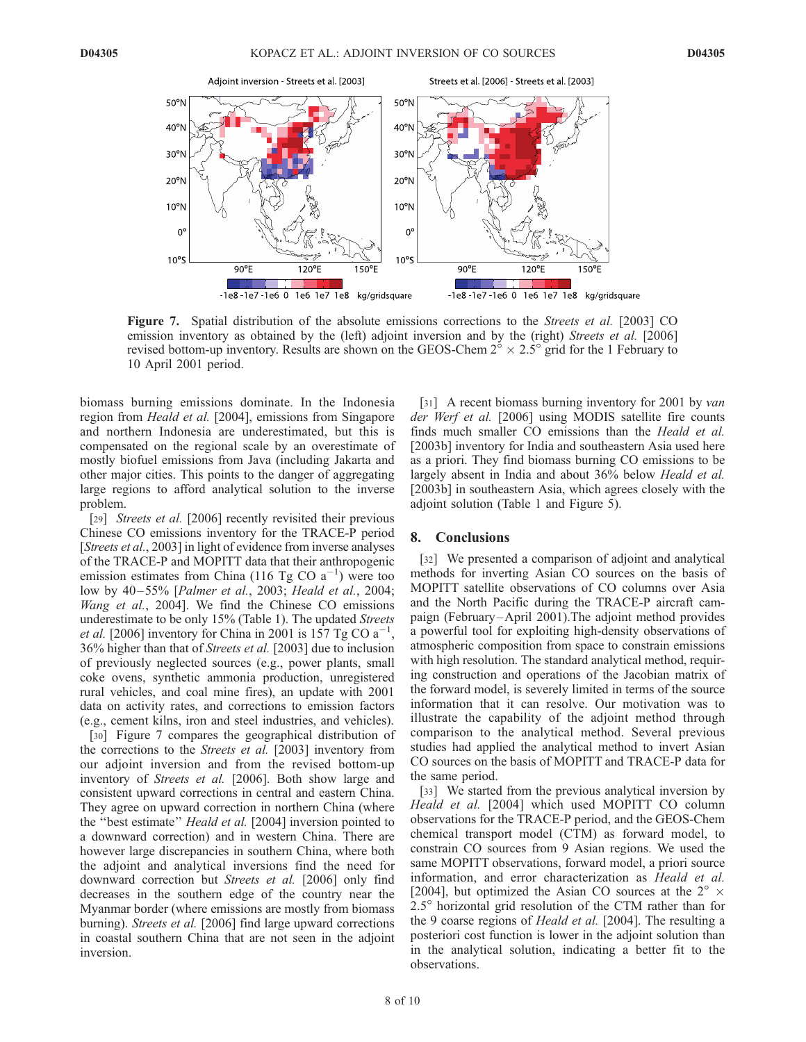**Figure 7.** Spatial distribution of the absolute emissions corrections to the *Streets et al.* [2003] CO emission inventory as obtained by the (left) adjoint inversion and by the (right) *Streets et al.* [2006] revised bottom-up inventory. Results are shown on the GEOS-Chem $2^\circ \times 2.5^\circ$ grid for the 1 February to 10 April 2001 period.

biomass burning emissions dominate. In the Indonesia region from *Heald et al.* [2004], emissions from Singapore and northern Indonesia are underestimated, but this is compensated on the regional scale by an overestimate of mostly biofuel emissions from Java (including Jakarta and other major cities. This points to the danger of aggregating large regions to afford analytical solution to the inverse problem.

[29] *Streets et al.* [2006] recently revisited their previous Chinese CO emissions inventory for the TRACE-P period [*Streets et al.*, 2003] in light of evidence from inverse analyses of the TRACE-P and MOPITT data that their anthropogenic emission estimates from China (116 Tg CO $a^{-1}$) were too low by 40–55% [*Palmer et al.*, 2003; *Heald et al.*, 2004; *Wang et al.*, 2004]. We find the Chinese CO emissions underestimate to be only 15% (Table 1). The updated *Streets et al.* [2006] inventory for China in 2001 is 157 Tg CO $a^{-1}$, 36% higher than that of *Streets et al.* [2003] due to inclusion of previously neglected sources (e.g., power plants, small coke ovens, synthetic ammonia production, unregistered rural vehicles, and coal mine fires), an update with 2001 data on activity rates, and corrections to emission factors (e.g., cement kilns, iron and steel industries, and vehicles).

[30] Figure 7 compares the geographical distribution of the corrections to the *Streets et al.* [2003] inventory from our adjoint inversion and from the revised bottom-up inventory of *Streets et al.* [2006]. Both show large and consistent upward corrections in central and eastern China. They agree on upward correction in northern China (where the "best estimate" *Heald et al.* [2004] inversion pointed to a downward correction) and in western China. There are however large discrepancies in southern China, where both the adjoint and analytical inversions find the need for downward correction but *Streets et al.* [2006] only find decreases in the southern edge of the country near the Myanmar border (where emissions are mostly from biomass burning). *Streets et al.* [2006] find large upward corrections in coastal southern China that are not seen in the adjoint inversion.

[31] A recent biomass burning inventory for 2001 by *van der Werf et al.* [2006] using MODIS satellite fire counts finds much smaller CO emissions than the *Heald et al.* [2003b] inventory for India and southeastern Asia used here as a priori. They find biomass burning CO emissions to be largely absent in India and about 36% below *Heald et al.* [2003b] in southeastern Asia, which agrees closely with the adjoint solution (Table 1 and Figure 5).

## 8. Conclusions

[32] We presented a comparison of adjoint and analytical methods for inverting Asian CO sources on the basis of MOPITT satellite observations of CO columns over Asia and the North Pacific during the TRACE-P aircraft campaign (February–April 2001).The adjoint method provides a powerful tool for exploiting high-density observations of atmospheric composition from space to constrain emissions with high resolution. The standard analytical method, requiring construction and operations of the Jacobian matrix of the forward model, is severely limited in terms of the source information that it can resolve. Our motivation was to illustrate the capability of the adjoint method through comparison to the analytical method. Several previous studies had applied the analytical method to invert Asian CO sources on the basis of MOPITT and TRACE-P data for the same period.

[33] We started from the previous analytical inversion by *Heald et al.* [2004] which used MOPITT CO column observations for the TRACE-P period, and the GEOS-Chem chemical transport model (CTM) as forward model, to constrain CO sources from 9 Asian regions. We used the same MOPITT observations, forward model, a priori source information, and error characterization as *Heald et al.* [2004], but optimized the Asian CO sources at the $2^\circ \times 2.5^\circ$ horizontal grid resolution of the CTM rather than for the 9 coarse regions of *Heald et al.* [2004]. The resulting a posteriori cost function is lower in the adjoint solution than in the analytical solution, indicating a better fit to the observations.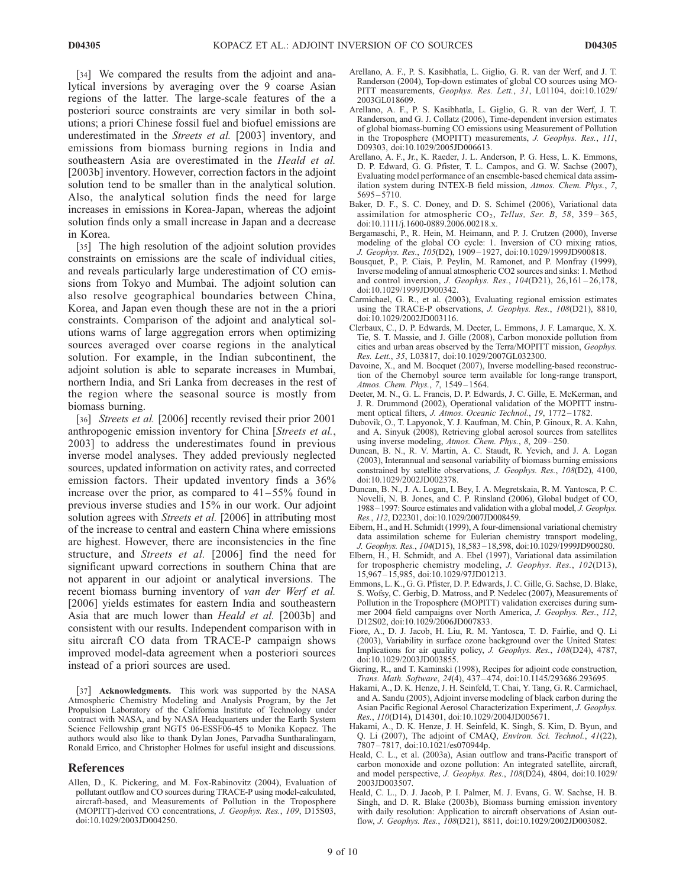[34] We compared the results from the adjoint and analytical inversions by averaging over the 9 coarse Asian regions of the latter. The large-scale features of the a posteriori source constraints are very similar in both solutions; a priori Chinese fossil fuel and biofuel emissions are underestimated in the *Streets et al.* [2003] inventory, and emissions from biomass burning regions in India and southeastern Asia are overestimated in the *Heald et al.* [2003b] inventory. However, correction factors in the adjoint solution tend to be smaller than in the analytical solution. Also, the analytical solution finds the need for large increases in emissions in Korea-Japan, whereas the adjoint solution finds only a small increase in Japan and a decrease in Korea.

[35] The high resolution of the adjoint solution provides constraints on emissions are the scale of individual cities, and reveals particularly large underestimation of CO emissions from Tokyo and Mumbai. The adjoint solution can also resolve geographical boundaries between China, Korea, and Japan even though these are not in the a priori constraints. Comparison of the adjoint and analytical solutions warns of large aggregation errors when optimizing sources averaged over coarse regions in the analytical solution. For example, in the Indian subcontinent, the adjoint solution is able to separate increases in Mumbai, northern India, and Sri Lanka from decreases in the rest of the region where the seasonal source is mostly from biomass burning.

[36] *Streets et al.* [2006] recently revised their prior 2001 anthropogenic emission inventory for China [*Streets et al.*, 2003] to address the underestimates found in previous inverse model analyses. They added previously neglected sources, updated information on activity rates, and corrected emission factors. Their updated inventory finds a 36% increase over the prior, as compared to 41–55% found in previous inverse studies and 15% in our work. Our adjoint solution agrees with *Streets et al.* [2006] in attributing most of the increase to central and eastern China where emissions are highest. However, there are inconsistencies in the fine structure, and *Streets et al.* [2006] find the need for significant upward corrections in southern China that are not apparent in our adjoint or analytical inversions. The recent biomass burning inventory of *van der Werf et al.* [2006] yields estimates for eastern India and southeastern Asia that are much lower than *Heald et al.* [2003b] and consistent with our results. Independent comparison with in situ aircraft CO data from TRACE-P campaign shows improved model-data agreement when a posteriori sources instead of a priori sources are used.

[37] **Acknowledgments.** This work was supported by the NASA Atmospheric Chemistry Modeling and Analysis Program, by the Jet Propulsion Laboratory of the California Institute of Technology under contract with NASA, and by NASA Headquarters under the Earth System Science Fellowship grant NGT5 06-ESSF06-45 to Monika Kopacz. The authors would also like to thank Dylan Jones, Parvadha Suntharalingam, Ronald Errico, and Christopher Holmes for useful insight and discussions.

## References

Allen, D., K. Pickering, and M. Fox-Rabinovitz (2004), Evaluation of pollutant outflow and CO sources during TRACE-P using model-calculated, aircraft-based, and Measurements of Pollution in the Troposphere (MOPITT)-derived CO concentrations, *J. Geophys. Res.*, *109*, D15S03, doi:10.1029/2003JD004250.

Arellano, A. F., P. S. Kasibhatla, L. Giglio, G. R. van der Werf, and J. T. Randerson (2004), Top-down estimates of global CO sources using MOPITT measurements, *Geophys. Res. Lett.*, *31*, L01104, doi:10.1029/2003GL018609.

Arellano, A. F., P. S. Kasibhatla, L. Giglio, G. R. van der Werf, J. T. Randerson, and G. J. Collatz (2006), Time-dependent inversion estimates of global biomass-burning CO emissions using Measurement of Pollution in the Troposphere (MOPITT) measurements, *J. Geophys. Res.*, *111*, D09303, doi:10.1029/2005JD006613.

Arellano, A. F., Jr., K. Raeder, J. L. Anderson, P. G. Hess, L. K. Emmons, D. P. Edward, G. G. Pfister, T. L. Campos, and G. W. Sachse (2007), Evaluating model performance of an ensemble-based chemical data assimilation system during INTEX-B field mission, *Atmos. Chem. Phys.*, *7*, 5695–5710.

Baker, D. F., S. C. Doney, and D. S. Schimel (2006), Variational data assimilation for atmospheric $CO_2$, *Tellus, Ser. B*, *58*, 359–365, doi:10.1111/j.1600-0889.2006.00218.x.

Bergamaschi, P., R. Hein, M. Heimann, and P. J. Crutzen (2000), Inverse modeling of the global CO cycle: 1. Inversion of CO mixing ratios, *J. Geophys. Res.*, *105*(D2), 1909–1927, doi:10.1029/1999JD900818.

Bousquet, P., P. Ciais, P. Peylin, M. Ramonet, and P. Monfray (1999), Inverse modeling of annual atmospheric CO2 sources and sinks: 1. Method and control inversion, *J. Geophys. Res.*, *104*(D21), 26,161–26,178, doi:10.1029/1999JD900342.

Carmichael, G. R., et al. (2003), Evaluating regional emission estimates using the TRACE-P observations, *J. Geophys. Res.*, *108*(D21), 8810, doi:10.1029/2002JD003116.

Clerbaux, C., D. P. Edwards, M. Deeter, L. Emmons, J. F. Lamarque, X. X. Tie, S. T. Massie, and J. Gille (2008), Carbon monoxide pollution from cities and urban areas observed by the Terra/MOPITT mission, *Geophys. Res. Lett.*, *35*, L03817, doi:10.1029/2007GL032300.

Davoine, X., and M. Bocquet (2007), Inverse modelling-based reconstruction of the Chernobyl source term available for long-range transport, *Atmos. Chem. Phys.*, *7*, 1549–1564.

Deeter, M. N., G. L. Francis, D. P. Edwards, J. C. Gille, E. McKerman, and J. R. Drummond (2002), Operational validation of the MOPITT instrument optical filters, *J. Atmos. Oceanic Technol.*, *19*, 1772–1782.

Dubovik, O., T. Lapyonok, Y. J. Kaufman, M. Chin, P. Ginoux, R. A. Kahn, and A. Sinyuk (2008), Retrieving global aerosol sources from satellites using inverse modeling, *Atmos. Chem. Phys.*, *8*, 209–250.

Duncan, B. N., R. V. Martin, A. C. Staudt, R. Yevich, and J. A. Logan (2003), Interannual and seasonal variability of biomass burning emissions constrained by satellite observations, *J. Geophys. Res.*, *108*(D2), 4100, doi:10.1029/2002JD002378.

Duncan, B. N., J. A. Logan, I. Bey, I. A. Megretskaia, R. M. Yantosca, P. C. Novelli, N. B. Jones, and C. P. Rinsland (2006), Global budget of CO, 1988–1997: Source estimates and validation with a global model, *J. Geophys. Res.*, *112*, D22301, doi:10.1029/2007JD008459.

Eibern, H., and H. Schmidt (1999), A four-dimensional variational chemistry data assimilation scheme for Eulerian chemistry transport modeling, *J. Geophys. Res.*, *104*(D15), 18,583–18,598, doi:10.1029/1999JD900280.

Elbern, H., H. Schmidt, and A. Ebel (1997), Variational data assimilation for tropospheric chemistry modeling, *J. Geophys. Res.*, *102*(D13), 15,967–15,985, doi:10.1029/97JD01213.

Emmons, L. K., G. G. Pfister, D. P. Edwards, J. C. Gille, G. Sachse, D. Blake, S. Wofsy, C. Gerbig, D. Matross, and P. Nedelec (2007), Measurements of Pollution in the Troposphere (MOPITT) validation exercises during summer 2004 field campaigns over North America, *J. Geophys. Res.*, *112*, D12S02, doi:10.1029/2006JD007833.

Fiore, A., D. J. Jacob, H. Liu, R. M. Yantosca, T. D. Fairlie, and Q. Li (2003), Variability in surface ozone background over the United States: Implications for air quality policy, *J. Geophys. Res.*, *108*(D24), 4787, doi:10.1029/2003JD003855.

Giering, R., and T. Kaminski (1998), Recipes for adjoint code construction, *Trans. Math. Software*, *24*(4), 437–474, doi:10.1145/293686.293695.

Hakami, A., D. K. Henze, J. H. Seinfeld, T. Chai, Y. Tang, G. R. Carmichael, and A. Sandu (2005), Adjoint inverse modeling of black carbon during the Asian Pacific Regional Aerosol Characterization Experiment, *J. Geophys. Res.*, *110*(D14), D14301, doi:10.1029/2004JD005671.

Hakami, A., D. K. Henze, J. H. Seinfeld, K. Singh, S. Kim, D. Byun, and Q. Li (2007), The adjoint of CMAQ, *Environ. Sci. Technol.*, *41*(22), 7807–7817, doi:10.1021/es070944p.

Heald, C. L., et al. (2003a), Asian outflow and trans-Pacific transport of carbon monoxide and ozone pollution: An integrated satellite, aircraft, and model perspective, *J. Geophys. Res.*, *108*(D24), 4804, doi:10.1029/2003JD003507.

Heald, C. L., D. J. Jacob, P. I. Palmer, M. J. Evans, G. W. Sachse, H. B. Singh, and D. R. Blake (2003b), Biomass burning emission inventory with daily resolution: Application to aircraft observations of Asian outflow, *J. Geophys. Res.*, *108*(D21), 8811, doi:10.1029/2002JD003082.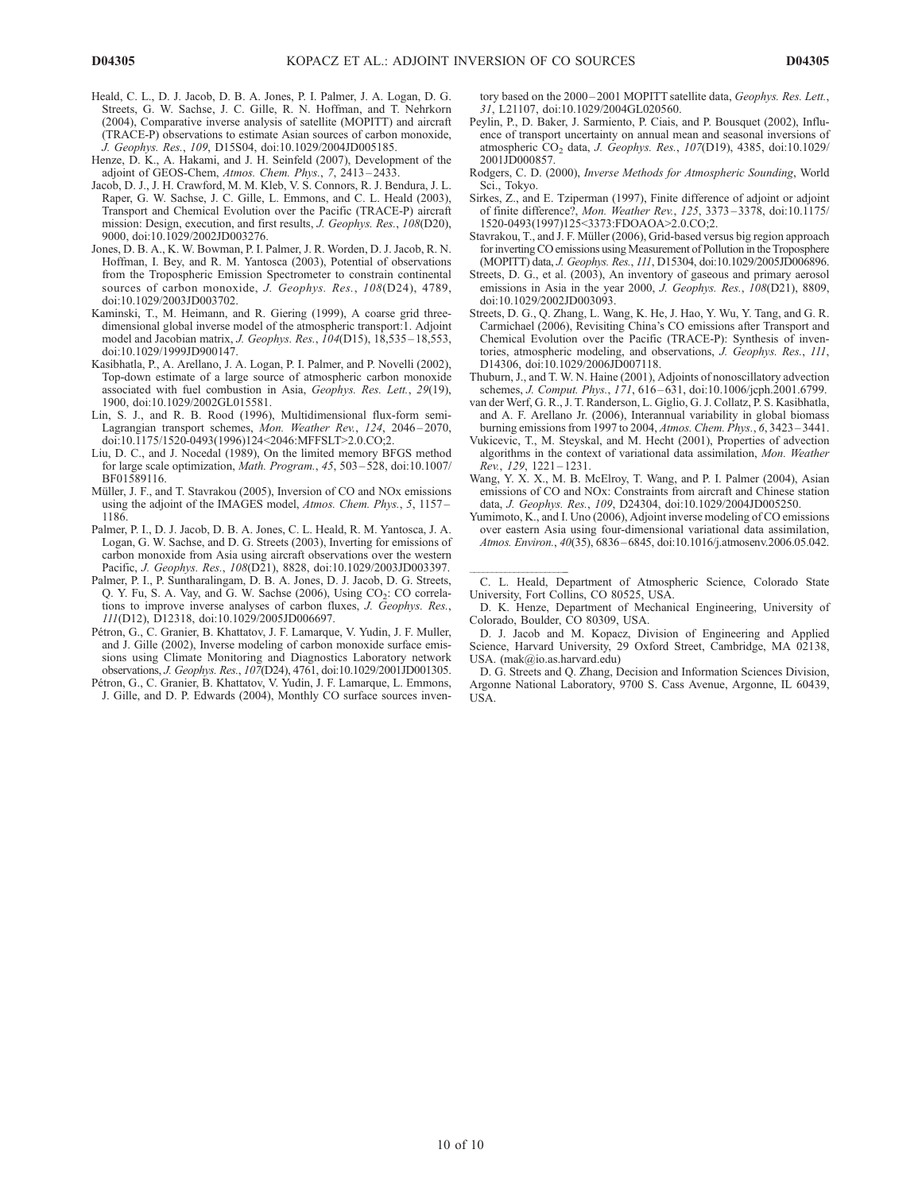Heald, C. L., D. J. Jacob, D. B. A. Jones, P. I. Palmer, J. A. Logan, D. G. Streets, G. W. Sachse, J. C. Gille, R. N. Hoffman, and T. Nehrkorn (2004), Comparative inverse analysis of satellite (MOPITT) and aircraft (TRACE-P) observations to estimate Asian sources of carbon monoxide, *J. Geophys. Res.*, *109*, D15S04, doi:10.1029/2004JD005185.

Henze, D. K., A. Hakami, and J. H. Seinfeld (2007), Development of the adjoint of GEOS-Chem, *Atmos. Chem. Phys.*, *7*, 2413–2433.

Jacob, D. J., J. H. Crawford, M. M. Kleb, V. S. Connors, R. J. Bendura, J. L. Raper, G. W. Sachse, J. C. Gille, L. Emmons, and C. L. Heald (2003), Transport and Chemical Evolution over the Pacific (TRACE-P) aircraft mission: Design, execution, and first results, *J. Geophys. Res.*, *108*(D20), 9000, doi:10.1029/2002JD003276.

Jones, D. B. A., K. W. Bowman, P. I. Palmer, J. R. Worden, D. J. Jacob, R. N. Hoffman, I. Bey, and R. M. Yantosca (2003), Potential of observations from the Tropospheric Emission Spectrometer to constrain continental sources of carbon monoxide, *J. Geophys. Res.*, *108*(D24), 4789, doi:10.1029/2003JD003702.

Kaminski, T., M. Heimann, and R. Giering (1999), A coarse grid three-dimensional global inverse model of the atmospheric transport:1. Adjoint model and Jacobian matrix, *J. Geophys. Res.*, *104*(D15), 18,535–18,553, doi:10.1029/1999JD900147.

Kasibhatla, P., A. Arellano, J. A. Logan, P. I. Palmer, and P. Novelli (2002), Top-down estimate of a large source of atmospheric carbon monoxide associated with fuel combustion in Asia, *Geophys. Res. Lett.*, *29*(19), 1900, doi:10.1029/2002GL015581.

Lin, S. J., and R. B. Rood (1996), Multidimensional flux-form semi-Lagrangian transport schemes, *Mon. Weather Rev.*, *124*, 2046–2070, doi:10.1175/1520-0493(1996)124<2046:MFFSLT>2.0.CO;2.

Liu, D. C., and J. Nocedal (1989), On the limited memory BFGS method for large scale optimization, *Math. Program.*, *45*, 503–528, doi:10.1007/BF01589116.

Müller, J. F., and T. Stavrakou (2005), Inversion of CO and NOx emissions using the adjoint of the IMAGES model, *Atmos. Chem. Phys.*, *5*, 1157–1186.

Palmer, P. I., D. J. Jacob, D. B. A. Jones, C. L. Heald, R. M. Yantosca, J. A. Logan, G. W. Sachse, and D. G. Streets (2003), Inverting for emissions of carbon monoxide from Asia using aircraft observations over the western Pacific, *J. Geophys. Res.*, *108*(D21), 8828, doi:10.1029/2003JD003397.

Palmer, P. I., P. Suntharalingam, D. B. A. Jones, D. J. Jacob, D. G. Streets, Q. Y. Fu, S. A. Vay, and G. W. Sachse (2006), Using $CO_2$: CO correlations to improve inverse analyses of carbon fluxes, *J. Geophys. Res.*, *111*(D12), D12318, doi:10.1029/2005JD006697.

Pétron, G., C. Granier, B. Khattatov, J. F. Lamarque, V. Yudin, J. F. Muller, and J. Gille (2002), Inverse modeling of carbon monoxide surface emissions using Climate Monitoring and Diagnostics Laboratory network observations, *J. Geophys. Res.*, *107*(D24), 4761, doi:10.1029/2001JD001305.

Pétron, G., C. Granier, B. Khattatov, V. Yudin, J. F. Lamarque, L. Emmons, J. Gille, and D. P. Edwards (2004), Monthly CO surface sources inventory based on the 2000–2001 MOPITT satellite data, *Geophys. Res. Lett.*, *31*, L21107, doi:10.1029/2004GL020560.

Peylin, P., D. Baker, J. Sarmiento, P. Ciais, and P. Bousquet (2002), Influence of transport uncertainty on annual mean and seasonal inversions of atmospheric $CO_2$ data, *J. Geophys. Res.*, *107*(D19), 4385, doi:10.1029/2001JD000857.

Rodgers, C. D. (2000), *Inverse Methods for Atmospheric Sounding*, World Sci., Tokyo.

Sirkes, Z., and E. Tziperman (1997), Finite difference of adjoint or adjoint of finite difference?, *Mon. Weather Rev.*, *125*, 3373–3378, doi:10.1175/1520-0493(1997)125<3373:FDOAOA>2.0.CO;2.

Stavrakou, T., and J. F. Müller (2006), Grid-based versus big region approach for inverting CO emissions using Measurement of Pollution in the Troposphere (MOPITT) data, *J. Geophys. Res.*, *111*, D15304, doi:10.1029/2005JD006896.

Streets, D. G., et al. (2003), An inventory of gaseous and primary aerosol emissions in Asia in the year 2000, *J. Geophys. Res.*, *108*(D21), 8809, doi:10.1029/2002JD003093.

Streets, D. G., Q. Zhang, L. Wang, K. He, J. Hao, Y. Wu, Y. Tang, and G. R. Carmichael (2006), Revisiting China's CO emissions after Transport and Chemical Evolution over the Pacific (TRACE-P): Synthesis of inventories, atmospheric modeling, and observations, *J. Geophys. Res.*, *111*, D14306, doi:10.1029/2006JD007118.

Thuburn, J., and T. W. N. Haine (2001), Adjoints of nonoscillatory advection schemes, *J. Comput. Phys.*, *171*, 616–631, doi:10.1006/jcph.2001.6799.

van der Werf, G. R., J. T. Randerson, L. Giglio, G. J. Collatz, P. S. Kasibhatla, and A. F. Arellano Jr. (2006), Interannual variability in global biomass burning emissions from 1997 to 2004, *Atmos. Chem. Phys.*, *6*, 3423–3441.

Vukicevic, T., M. Steyskal, and M. Hecht (2001), Properties of advection algorithms in the context of variational data assimilation, *Mon. Weather Rev.*, *129*, 1221–1231.

Wang, Y. X. X., M. B. McElroy, T. Wang, and P. I. Palmer (2004), Asian emissions of CO and NOx: Constraints from aircraft and Chinese station data, *J. Geophys. Res.*, *109*, D24304, doi:10.1029/2004JD005250.

Yumimoto, K., and I. Uno (2006), Adjoint inverse modeling of CO emissions over eastern Asia using four-dimensional variational data assimilation, *Atmos. Environ.*, *40*(35), 6836–6845, doi:10.1016/j.atmosenv.2006.05.042.

---

C. L. Heald, Department of Atmospheric Science, Colorado State University, Fort Collins, CO 80525, USA.

D. K. Henze, Department of Mechanical Engineering, University of Colorado, Boulder, CO 80309, USA.

D. J. Jacob and M. Kopacz, Division of Engineering and Applied Science, Harvard University, 29 Oxford Street, Cambridge, MA 02138, USA. (mak@io.as.harvard.edu)

D. G. Streets and Q. Zhang, Decision and Information Sciences Division, Argonne National Laboratory, 9700 S. Cavenue Avenue, Argonne, IL 60439, USA.